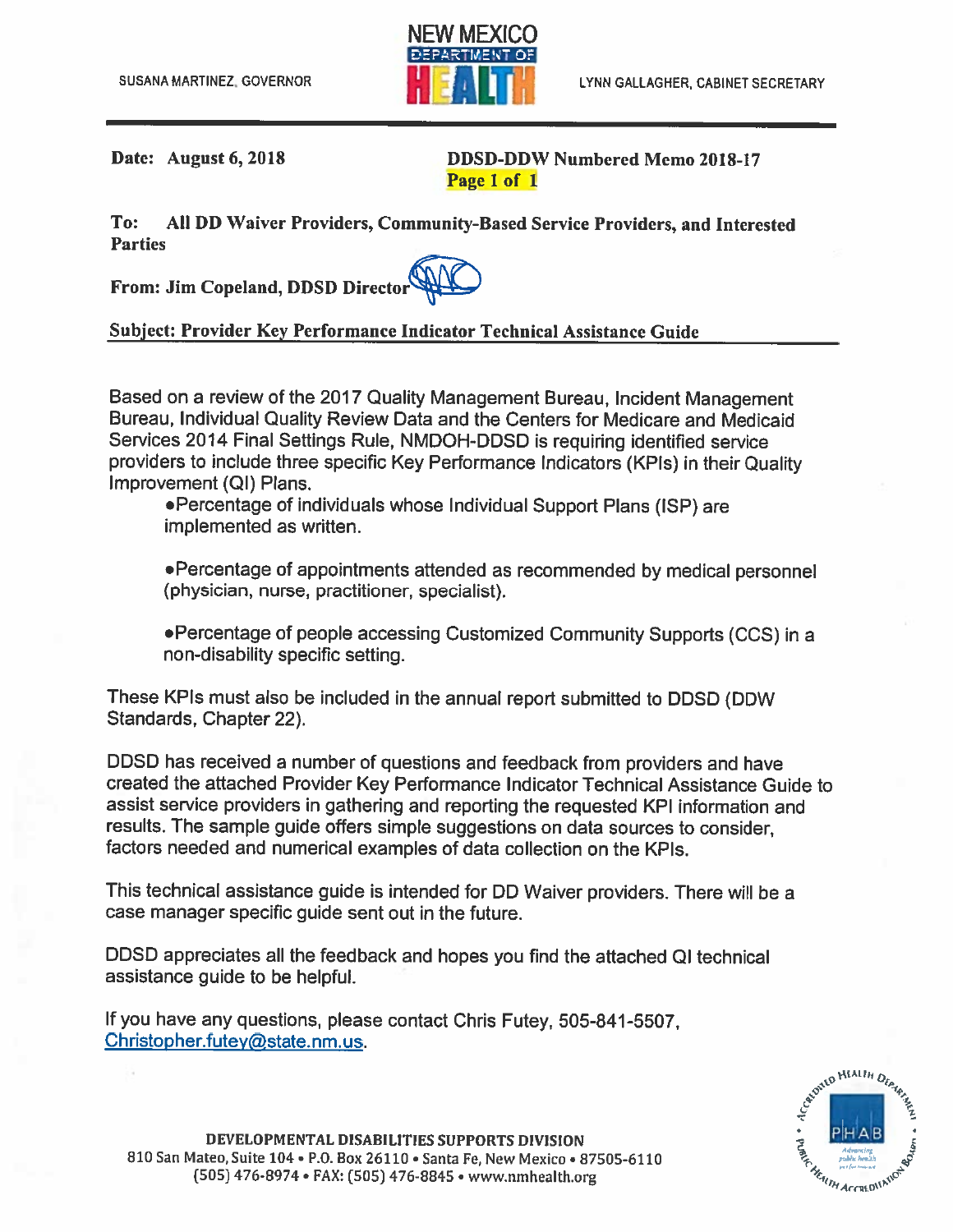SUSANA MARTINEZ, GOVERNOR

NEW MEXICO DEPARTMENT OF HEALTH

LYNN GALLAGHER, CABINET SECRETARY

**Date: August 6, 2018**

**DDSD-DDW Numbered Memo 2018-17**

**Page 1 of 1**

**To: All DD Waiver Providers, Community-Based Service Providers, and Interested Parties**

**From: Jim Copeland, DDSD Director**

**Subject: Provider Key Performance Indicator Technical Assistance Guide**

Based on a review of the 2017 Quality Management Bureau, Incident Management Bureau, Individual Quality Review Data and the Centers for Medicare and Medicaid Services 2014 Final Settings Rule, NMDOH-DDSD is requiring identified service providers to include three specific Key Performance Indicators (KPIs) in their Quality Improvement (QI) Plans.

- Percentage of individuals whose Individual Support Plans (ISP) are implemented as written.
- Percentage of appointments attended as recommended by medical personnel (physician, nurse, practitioner, specialist).
- Percentage of people accessing Customized Community Supports (CCS) in a non-disability specific setting.

These KPIs must also be included in the annual report submitted to DDSD (DDW Standards, Chapter 22).

DDSD has received a number of questions and feedback from providers and have created the attached Provider Key Performance Indicator Technical Assistance Guide to assist service providers in gathering and reporting the requested KPI information and results. The sample guide offers simple suggestions on data sources to consider, factors needed and numerical examples of data collection on the KPIs.

This technical assistance guide is intended for DD Waiver providers. There will be a case manager specific guide sent out in the future.

DDSD appreciates all the feedback and hopes you find the attached QI technical assistance guide to be helpful.

If you have any questions, please contact Chris Futey, 505-841-5507, Christopher.futey@state.nm.us.

**DEVELOPMENTAL DISABILITIES SUPPORTS DIVISION**
810 San Mateo, Suite 104 • P.O. Box 26110 • Santa Fe, New Mexico • 87505-6110
(505) 476-8974 • FAX: (505) 476-8845 • www.nmhealth.org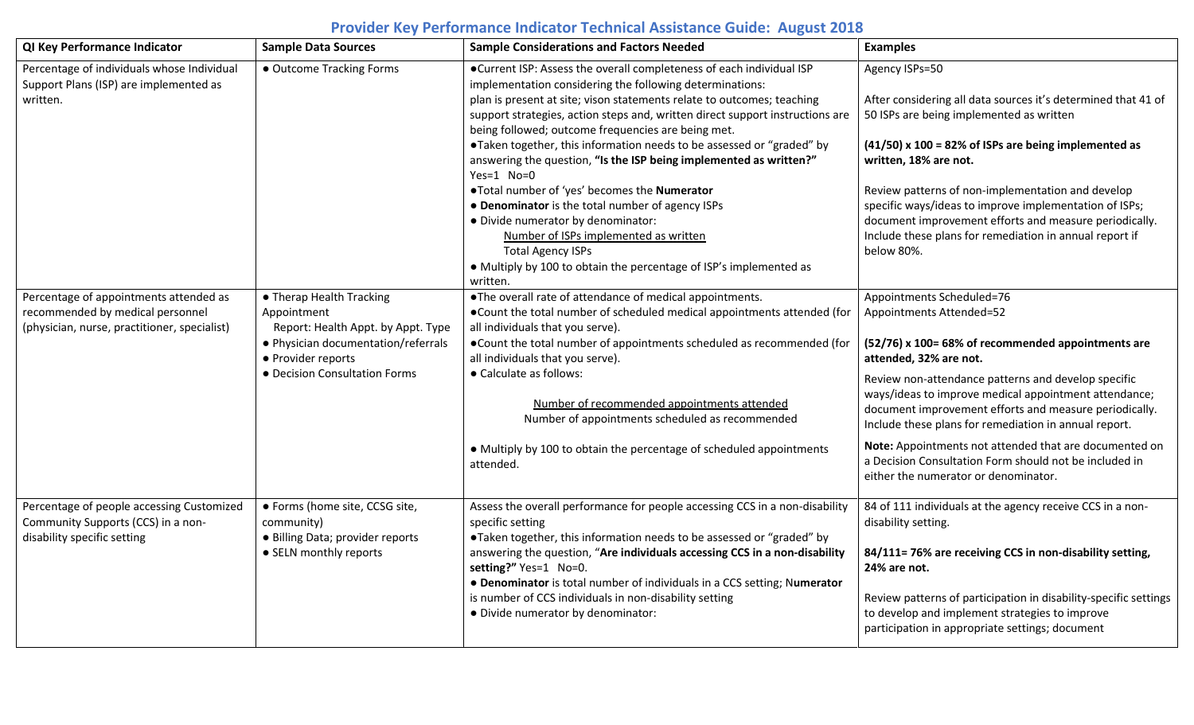## Provider Key Performance Indicator Technical Assistance Guide: August 2018

| QI Key Performance Indicator | Sample Data Sources | Sample Considerations and Factors Needed | Examples |
|---|---|---|---|
| Percentage of individuals whose Individual Support Plans (ISP) are implemented as written. | • Outcome Tracking Forms | • Current ISP: Assess the overall completeness of each individual ISP implementation considering the following determinations: plan is present at site; vison statements relate to outcomes; teaching support strategies, action steps and, written direct support instructions are being followed; outcome frequencies are being met.<br>• Taken together, this information needs to be assessed or "graded" by answering the question, **"Is the ISP being implemented as written?"** Yes=1 No=0<br>• Total number of 'yes' becomes the **Numerator**<br>• **Denominator** is the total number of agency ISPs<br>• Divide numerator by denominator:<br>Number of ISPs implemented as written / Total Agency ISPs<br>• Multiply by 100 to obtain the percentage of ISP's implemented as written. | Agency ISPs=50<br><br>After considering all data sources it's determined that 41 of 50 ISPs are being implemented as written<br><br>**(41/50) x 100 = 82% of ISPs are being implemented as written, 18% are not.**<br><br>Review patterns of non-implementation and develop specific ways/ideas to improve implementation of ISPs; document improvement efforts and measure periodically. Include these plans for remediation in annual report if below 80%. |
| Percentage of appointments attended as recommended by medical personnel (physician, nurse, practitioner, specialist) | • Therap Health Tracking Appointment Report: Health Appt. by Appt. Type<br>• Physician documentation/referrals<br>• Provider reports<br>• Decision Consultation Forms | • The overall rate of attendance of medical appointments.<br>• Count the total number of scheduled medical appointments attended (for all individuals that you serve).<br>• Count the total number of appointments scheduled as recommended (for all individuals that you serve).<br>• Calculate as follows:<br>Number of recommended appointments attended / Number of appointments scheduled as recommended<br>• Multiply by 100 to obtain the percentage of scheduled appointments attended. | Appointments Scheduled=76<br>Appointments Attended=52<br><br>**(52/76) x 100= 68% of recommended appointments are attended, 32% are not.**<br><br>Review non-attendance patterns and develop specific ways/ideas to improve medical appointment attendance; document improvement efforts and measure periodically. Include these plans for remediation in annual report.<br><br>**Note:** Appointments not attended that are documented on a Decision Consultation Form should not be included in either the numerator or denominator. |
| Percentage of people accessing Customized Community Supports (CCS) in a non-disability specific setting | • Forms (home site, CCSG site, community)<br>• Billing Data; provider reports<br>• SELN monthly reports | Assess the overall performance for people accessing CCS in a non-disability specific setting<br>• Taken together, this information needs to be assessed or "graded" by answering the question, "**Are individuals accessing CCS in a non-disability setting?"** Yes=1 No=0.<br>• **Denominator** is total number of individuals in a CCS setting; N**umerator** is number of CCS individuals in non-disability setting<br>• Divide numerator by denominator: | 84 of 111 individuals at the agency receive CCS in a non-disability setting.<br><br>**84/111= 76% are receiving CCS in non-disability setting, 24% are not.**<br><br>Review patterns of participation in disability-specific settings to develop and implement strategies to improve participation in appropriate settings; document |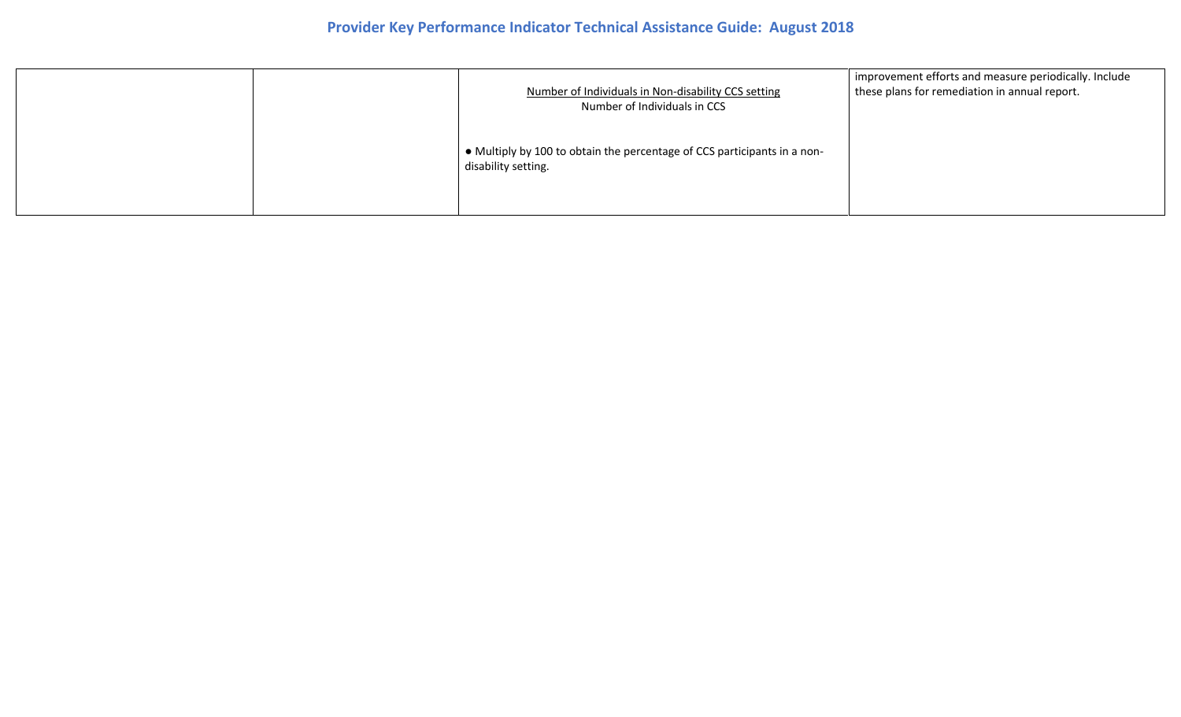| | | | |
|---|---|---|---|
| | | Number of Individuals in Non-disability CCS setting / Number of Individuals in CCS<br><br>● Multiply by 100 to obtain the percentage of CCS participants in a non-disability setting. | improvement efforts and measure periodically. Include these plans for remediation in annual report. |